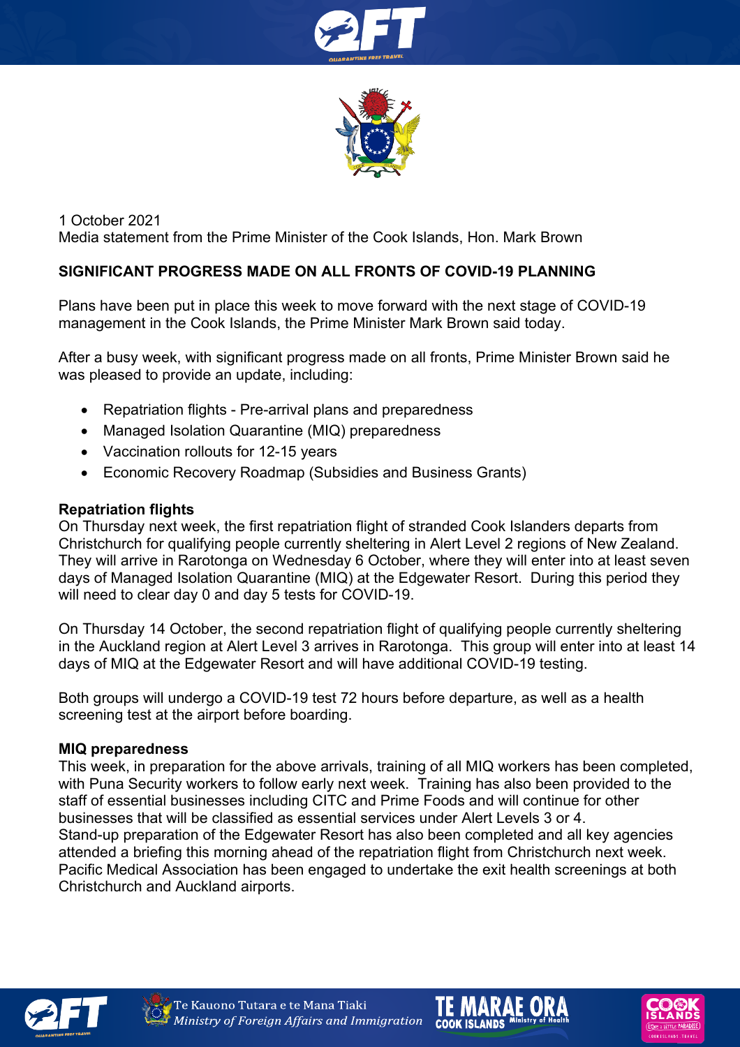1 October 2021
Media statement from the Prime Minister of the Cook Islands, Hon. Mark Brown

## SIGNIFICANT PROGRESS MADE ON ALL FRONTS OF COVID-19 PLANNING

Plans have been put in place this week to move forward with the next stage of COVID-19 management in the Cook Islands, the Prime Minister Mark Brown said today.

After a busy week, with significant progress made on all fronts, Prime Minister Brown said he was pleased to provide an update, including:

- Repatriation flights - Pre-arrival plans and preparedness
- Managed Isolation Quarantine (MIQ) preparedness
- Vaccination rollouts for 12-15 years
- Economic Recovery Roadmap (Subsidies and Business Grants)

### Repatriation flights

On Thursday next week, the first repatriation flight of stranded Cook Islanders departs from Christchurch for qualifying people currently sheltering in Alert Level 2 regions of New Zealand. They will arrive in Rarotonga on Wednesday 6 October, where they will enter into at least seven days of Managed Isolation Quarantine (MIQ) at the Edgewater Resort. During this period they will need to clear day 0 and day 5 tests for COVID-19.

On Thursday 14 October, the second repatriation flight of qualifying people currently sheltering in the Auckland region at Alert Level 3 arrives in Rarotonga. This group will enter into at least 14 days of MIQ at the Edgewater Resort and will have additional COVID-19 testing.

Both groups will undergo a COVID-19 test 72 hours before departure, as well as a health screening test at the airport before boarding.

### MIQ preparedness

This week, in preparation for the above arrivals, training of all MIQ workers has been completed, with Puna Security workers to follow early next week. Training has also been provided to the staff of essential businesses including CITC and Prime Foods and will continue for other businesses that will be classified as essential services under Alert Levels 3 or 4.
Stand-up preparation of the Edgewater Resort has also been completed and all key agencies attended a briefing this morning ahead of the repatriation flight from Christchurch next week. Pacific Medical Association has been engaged to undertake the exit health screenings at both Christchurch and Auckland airports.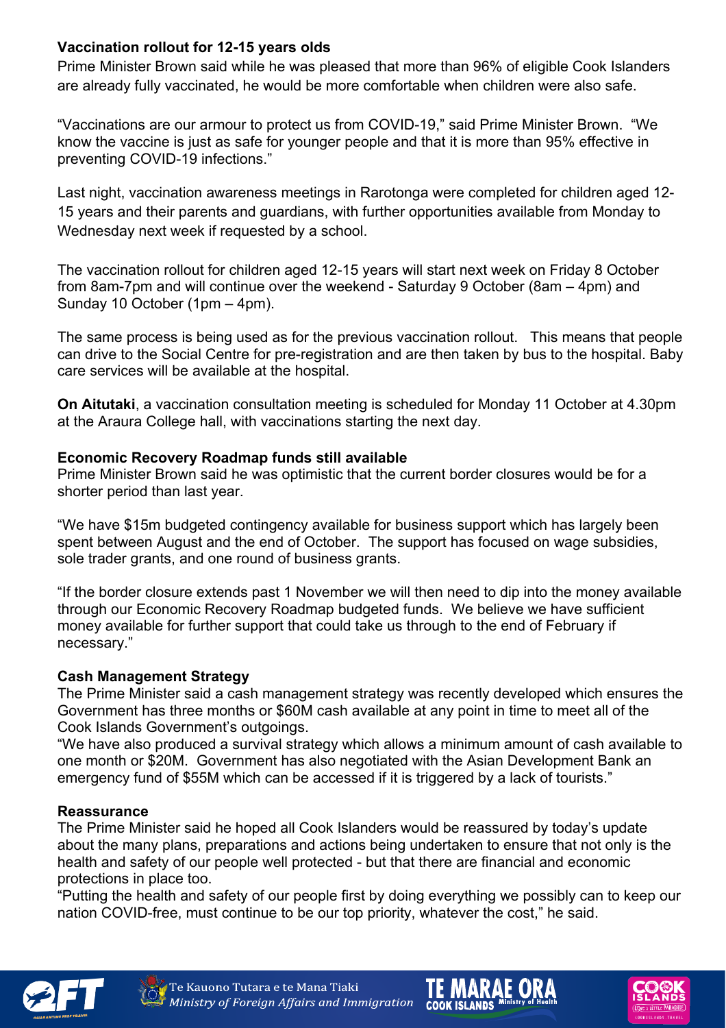**Vaccination rollout for 12-15 years olds**

Prime Minister Brown said while he was pleased that more than 96% of eligible Cook Islanders are already fully vaccinated, he would be more comfortable when children were also safe.

"Vaccinations are our armour to protect us from COVID-19," said Prime Minister Brown. "We know the vaccine is just as safe for younger people and that it is more than 95% effective in preventing COVID-19 infections."

Last night, vaccination awareness meetings in Rarotonga were completed for children aged 12-15 years and their parents and guardians, with further opportunities available from Monday to Wednesday next week if requested by a school.

The vaccination rollout for children aged 12-15 years will start next week on Friday 8 October from 8am-7pm and will continue over the weekend - Saturday 9 October (8am – 4pm) and Sunday 10 October (1pm – 4pm).

The same process is being used as for the previous vaccination rollout. This means that people can drive to the Social Centre for pre-registration and are then taken by bus to the hospital. Baby care services will be available at the hospital.

**On Aitutaki**, a vaccination consultation meeting is scheduled for Monday 11 October at 4.30pm at the Araura College hall, with vaccinations starting the next day.

**Economic Recovery Roadmap funds still available**

Prime Minister Brown said he was optimistic that the current border closures would be for a shorter period than last year.

"We have $15m budgeted contingency available for business support which has largely been spent between August and the end of October. The support has focused on wage subsidies, sole trader grants, and one round of business grants.

"If the border closure extends past 1 November we will then need to dip into the money available through our Economic Recovery Roadmap budgeted funds. We believe we have sufficient money available for further support that could take us through to the end of February if necessary."

**Cash Management Strategy**

The Prime Minister said a cash management strategy was recently developed which ensures the Government has three months or $60M cash available at any point in time to meet all of the Cook Islands Government's outgoings.

"We have also produced a survival strategy which allows a minimum amount of cash available to one month or $20M. Government has also negotiated with the Asian Development Bank an emergency fund of $55M which can be accessed if it is triggered by a lack of tourists."

**Reassurance**

The Prime Minister said he hoped all Cook Islanders would be reassured by today's update about the many plans, preparations and actions being undertaken to ensure that not only is the health and safety of our people well protected - but that there are financial and economic protections in place too.

"Putting the health and safety of our people first by doing everything we possibly can to keep our nation COVID-free, must continue to be our top priority, whatever the cost," he said.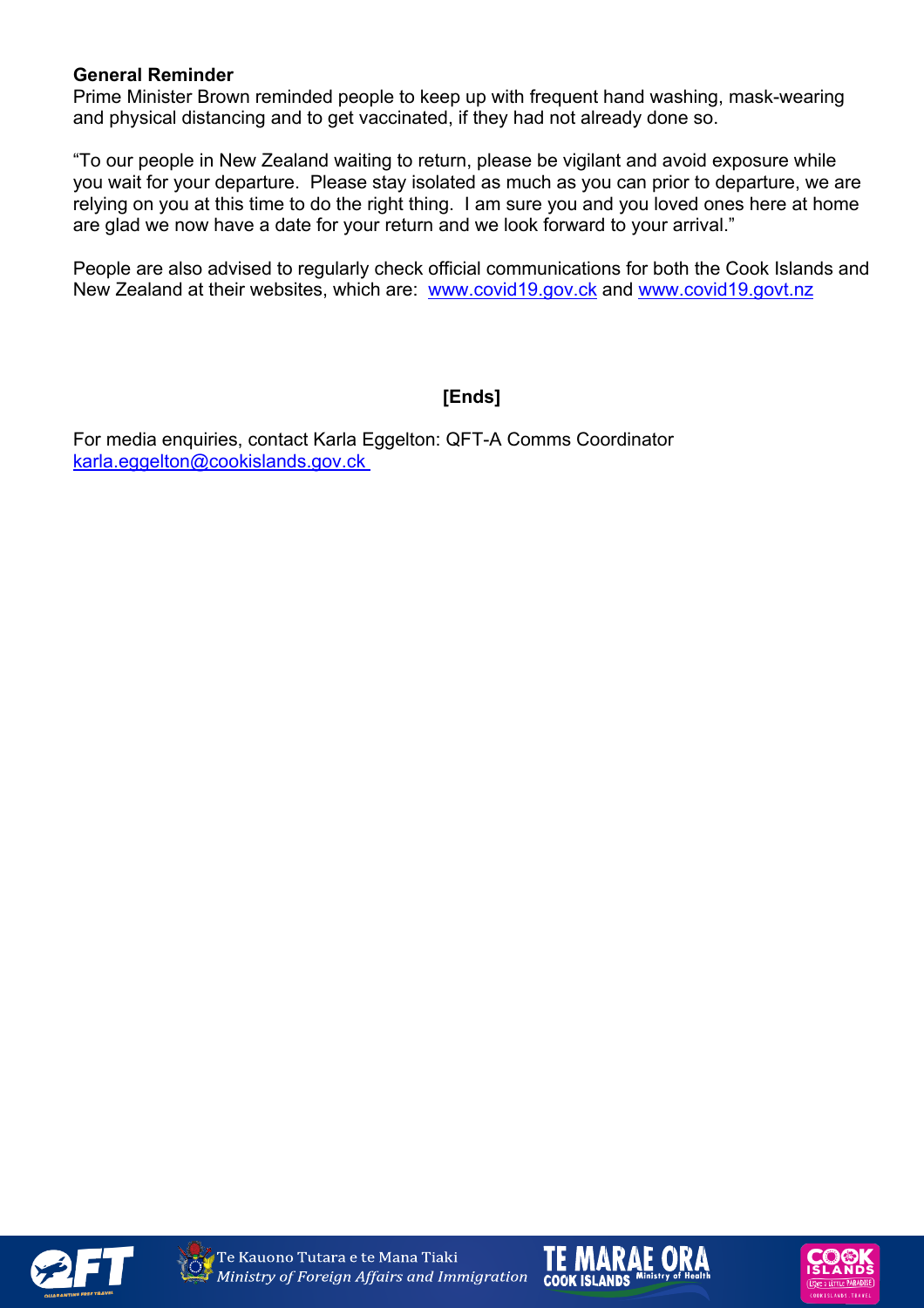**General Reminder**
Prime Minister Brown reminded people to keep up with frequent hand washing, mask-wearing and physical distancing and to get vaccinated, if they had not already done so.

"To our people in New Zealand waiting to return, please be vigilant and avoid exposure while you wait for your departure. Please stay isolated as much as you can prior to departure, we are relying on you at this time to do the right thing. I am sure you and you loved ones here at home are glad we now have a date for your return and we look forward to your arrival."

People are also advised to regularly check official communications for both the Cook Islands and New Zealand at their websites, which are: www.covid19.gov.ck and www.covid19.govt.nz

**[Ends]**

For media enquiries, contact Karla Eggelton: QFT-A Comms Coordinator
karla.eggelton@cookislands.gov.ck